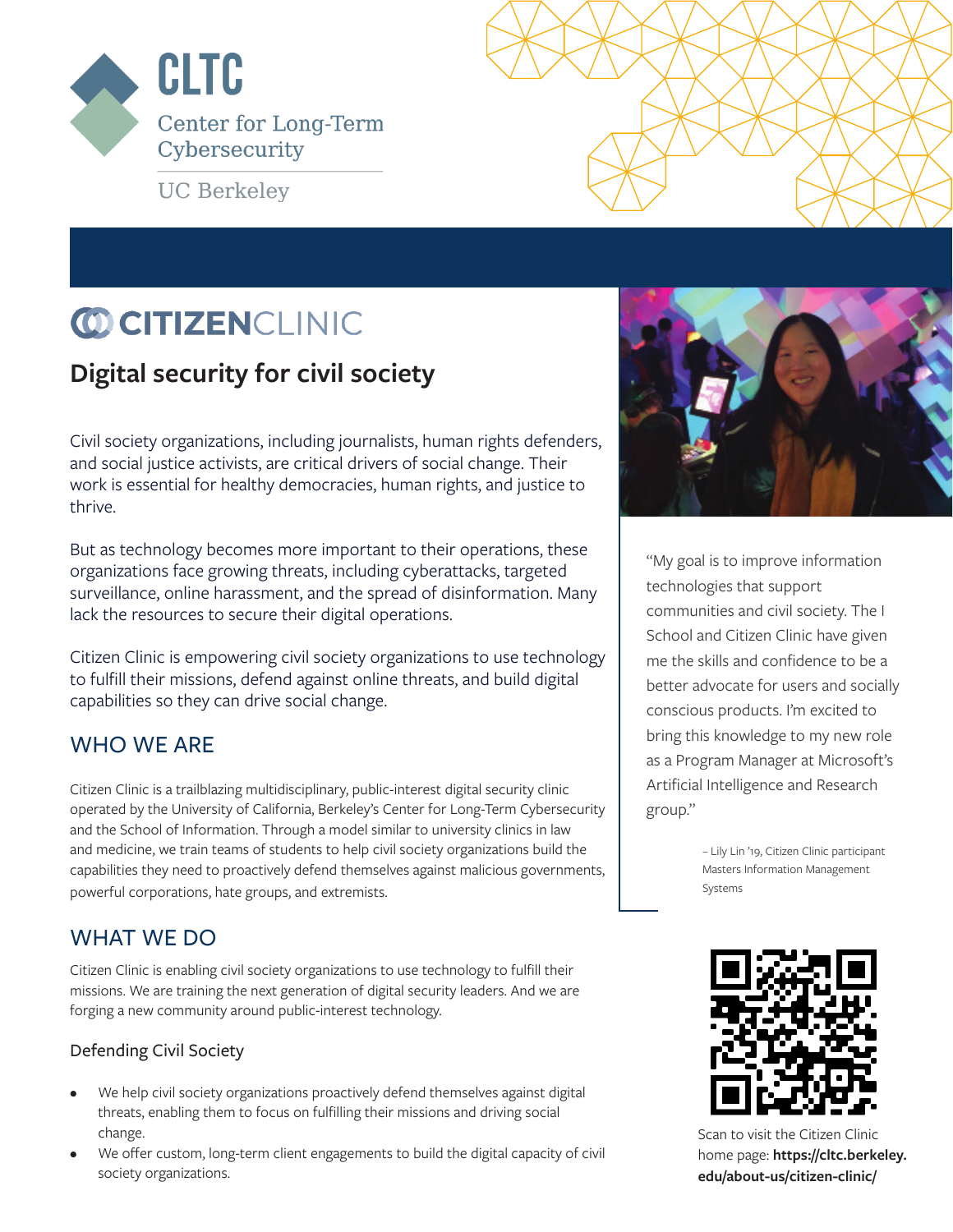CLTC

Center for Long-Term Cybersecurity

UC Berkeley

# CITIZENCLINIC

## Digital security for civil society

Civil society organizations, including journalists, human rights defenders, and social justice activists, are critical drivers of social change. Their work is essential for healthy democracies, human rights, and justice to thrive.

But as technology becomes more important to their operations, these organizations face growing threats, including cyberattacks, targeted surveillance, online harassment, and the spread of disinformation. Many lack the resources to secure their digital operations.

Citizen Clinic is empowering civil society organizations to use technology to fulfill their missions, defend against online threats, and build digital capabilities so they can drive social change.

## WHO WE ARE

Citizen Clinic is a trailblazing multidisciplinary, public-interest digital security clinic operated by the University of California, Berkeley's Center for Long-Term Cybersecurity and the School of Information. Through a model similar to university clinics in law and medicine, we train teams of students to help civil society organizations build the capabilities they need to proactively defend themselves against malicious governments, powerful corporations, hate groups, and extremists.

## WHAT WE DO

Citizen Clinic is enabling civil society organizations to use technology to fulfill their missions. We are training the next generation of digital security leaders. And we are forging a new community around public-interest technology.

### Defending Civil Society

- We help civil society organizations proactively defend themselves against digital threats, enabling them to focus on fulfilling their missions and driving social change.
- We offer custom, long-term client engagements to build the digital capacity of civil society organizations.

"My goal is to improve information technologies that support communities and civil society. The I School and Citizen Clinic have given me the skills and confidence to be a better advocate for users and socially conscious products. I'm excited to bring this knowledge to my new role as a Program Manager at Microsoft's Artificial Intelligence and Research group."

– Lily Lin '19, Citizen Clinic participant Masters Information Management Systems

Scan to visit the Citizen Clinic home page: **https://cltc.berkeley.edu/about-us/citizen-clinic/**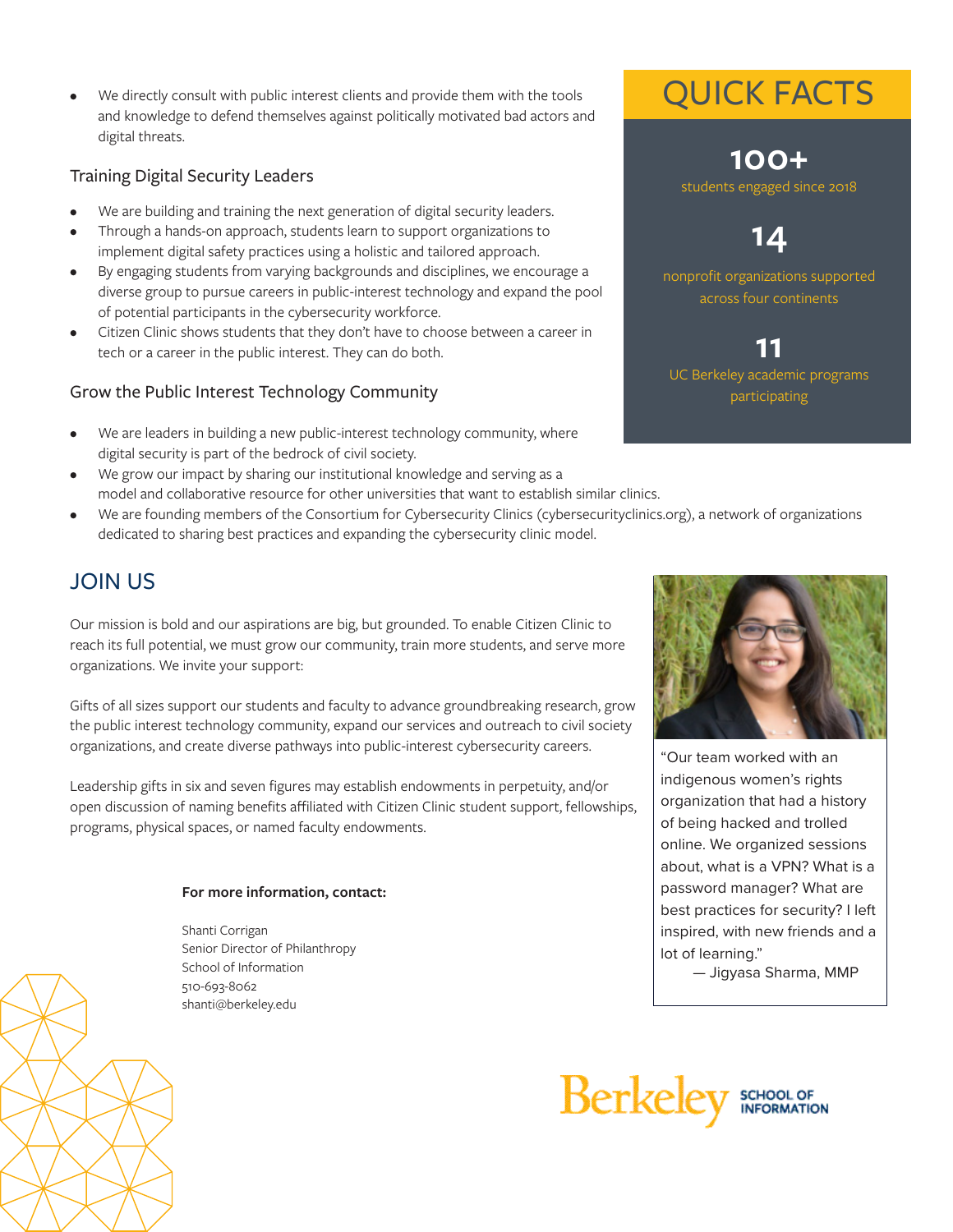- We directly consult with public interest clients and provide them with the tools and knowledge to defend themselves against politically motivated bad actors and digital threats.

### Training Digital Security Leaders

- We are building and training the next generation of digital security leaders.
- Through a hands-on approach, students learn to support organizations to implement digital safety practices using a holistic and tailored approach.
- By engaging students from varying backgrounds and disciplines, we encourage a diverse group to pursue careers in public-interest technology and expand the pool of potential participants in the cybersecurity workforce.
- Citizen Clinic shows students that they don't have to choose between a career in tech or a career in the public interest. They can do both.

### Grow the Public Interest Technology Community

- We are leaders in building a new public-interest technology community, where digital security is part of the bedrock of civil society.
- We grow our impact by sharing our institutional knowledge and serving as a model and collaborative resource for other universities that want to establish similar clinics.
- We are founding members of the Consortium for Cybersecurity Clinics (cybersecurityclinics.org), a network of organizations dedicated to sharing best practices and expanding the cybersecurity clinic model.

## QUICK FACTS

**100+**
students engaged since 2018

**14**
nonprofit organizations supported across four continents

**11**
UC Berkeley academic programs participating

## JOIN US

Our mission is bold and our aspirations are big, but grounded. To enable Citizen Clinic to reach its full potential, we must grow our community, train more students, and serve more organizations. We invite your support:

Gifts of all sizes support our students and faculty to advance groundbreaking research, grow the public interest technology community, expand our services and outreach to civil society organizations, and create diverse pathways into public-interest cybersecurity careers.

Leadership gifts in six and seven figures may establish endowments in perpetuity, and/or open discussion of naming benefits affiliated with Citizen Clinic student support, fellowships, programs, physical spaces, or named faculty endowments.

"Our team worked with an indigenous women's rights organization that had a history of being hacked and trolled online. We organized sessions about, what is a VPN? What is a password manager? What are best practices for security? I left inspired, with new friends and a lot of learning."
— Jigyasa Sharma, MMP

**For more information, contact:**

Shanti Corrigan
Senior Director of Philanthropy
School of Information
510-693-8062
shanti@berkeley.edu

Berkeley SCHOOL OF INFORMATION